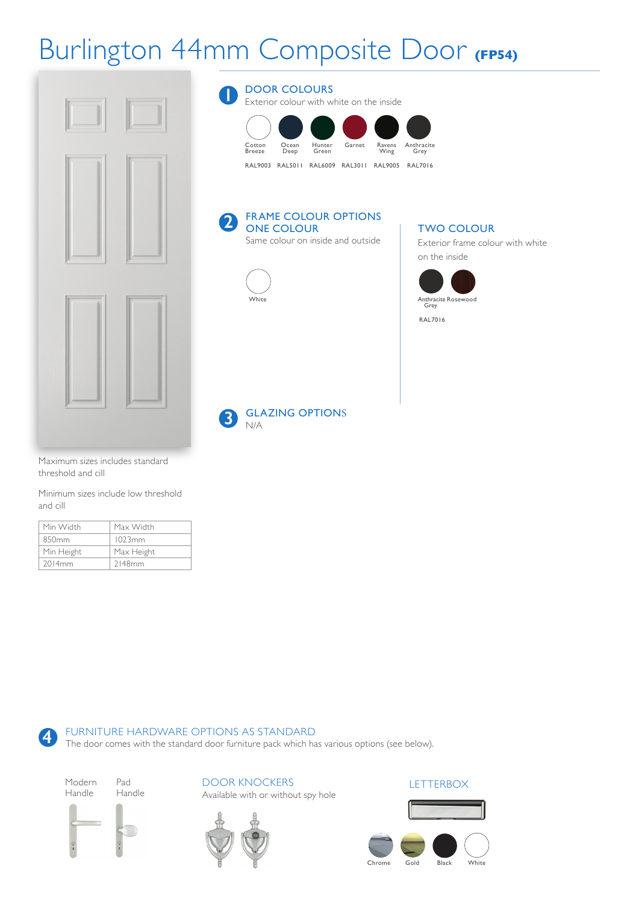# Burlington 44mm Composite Door (FP54)

## 1 DOOR COLOURS

Exterior colour with white on the inside

| Cotton Breeze | Ocean Deep | Hunter Green | Garnet | Ravens Wing | Anthracite Grey |
|---|---|---|---|---|---|
| RAL9003 | RAL5011 | RAL6009 | RAL3011 | RAL9005 | RAL7016 |

## 2 FRAME COLOUR OPTIONS

### ONE COLOUR

Same colour on inside and outside

White

### TWO COLOUR

Exterior frame colour with white on the inside

Anthracite Grey — RAL7016

Rosewood

## 3 GLAZING OPTIONS

N/A

Maximum sizes includes standard threshold and cill

Minimum sizes include low threshold and cill

| Min Width | Max Width |
|---|---|
| 850mm | 1023mm |
| Min Height | Max Height |
| 2014mm | 2148mm |

## 4 FURNITURE HARDWARE OPTIONS AS STANDARD

The door comes with the standard door furniture pack which has various options (see below).

Modern Handle

Pad Handle

### DOOR KNOCKERS

Available with or without spy hole

### LETTERBOX

Chrome, Gold, Black, White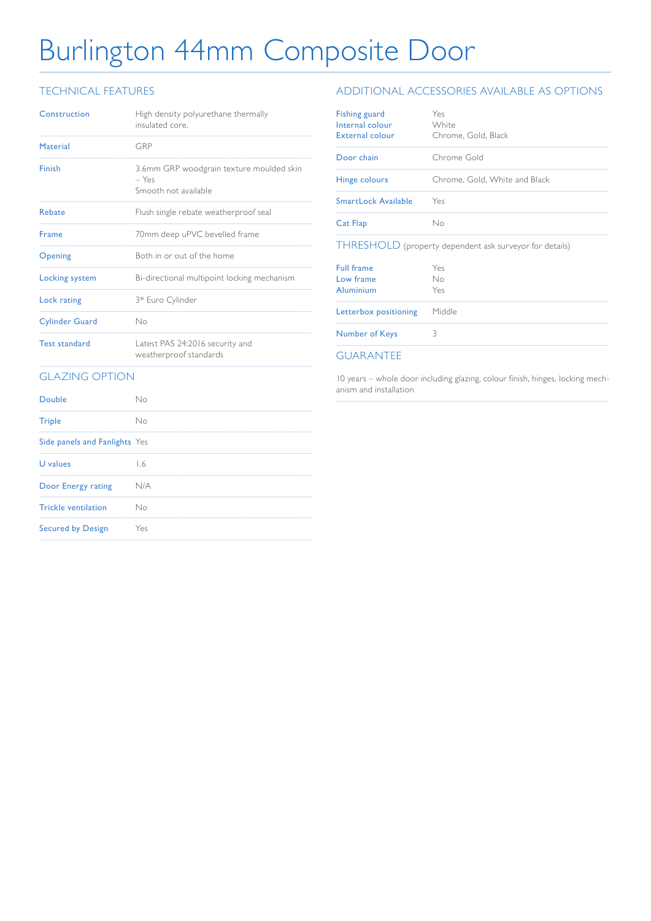# Burlington 44mm Composite Door

## TECHNICAL FEATURES

| | |
|---|---|
| Construction | High density polyurethane thermally insulated core. |
| Material | GRP |
| Finish | 3.6mm GRP woodgrain texture moulded skin – Yes<br>Smooth not available |
| Rebate | Flush single rebate weatherproof seal |
| Frame | 70mm deep uPVC bevelled frame |
| Opening | Both in or out of the home |
| Locking system | Bi-directional multipoint locking mechanism |
| Lock rating | 3* Euro Cylinder |
| Cylinder Guard | No |
| Test standard | Latest PAS 24:2016 security and weatherproof standards |

## GLAZING OPTION

| | |
|---|---|
| Double | No |
| Triple | No |
| Side panels and Fanlights | Yes |
| U values | 1.6 |
| Door Energy rating | N/A |
| Trickle ventilation | No |
| Secured by Design | Yes |

## ADDITIONAL ACCESSORIES AVAILABLE AS OPTIONS

| | |
|---|---|
| Fishing guard<br>Internal colour<br>External colour | Yes<br>White<br>Chrome, Gold, Black |
| Door chain | Chrome Gold |
| Hinge colours | Chrome, Gold, White and Black |
| SmartLock Available | Yes |
| Cat Flap | No |

## THRESHOLD (property dependent ask surveyor for details)

| | |
|---|---|
| Full frame<br>Low frame<br>Aluminium | Yes<br>No<br>Yes |
| Letterbox positioning | Middle |
| Number of Keys | 3 |

## GUARANTEE

10 years – whole door including glazing, colour finish, hinges, locking mechanism and installation